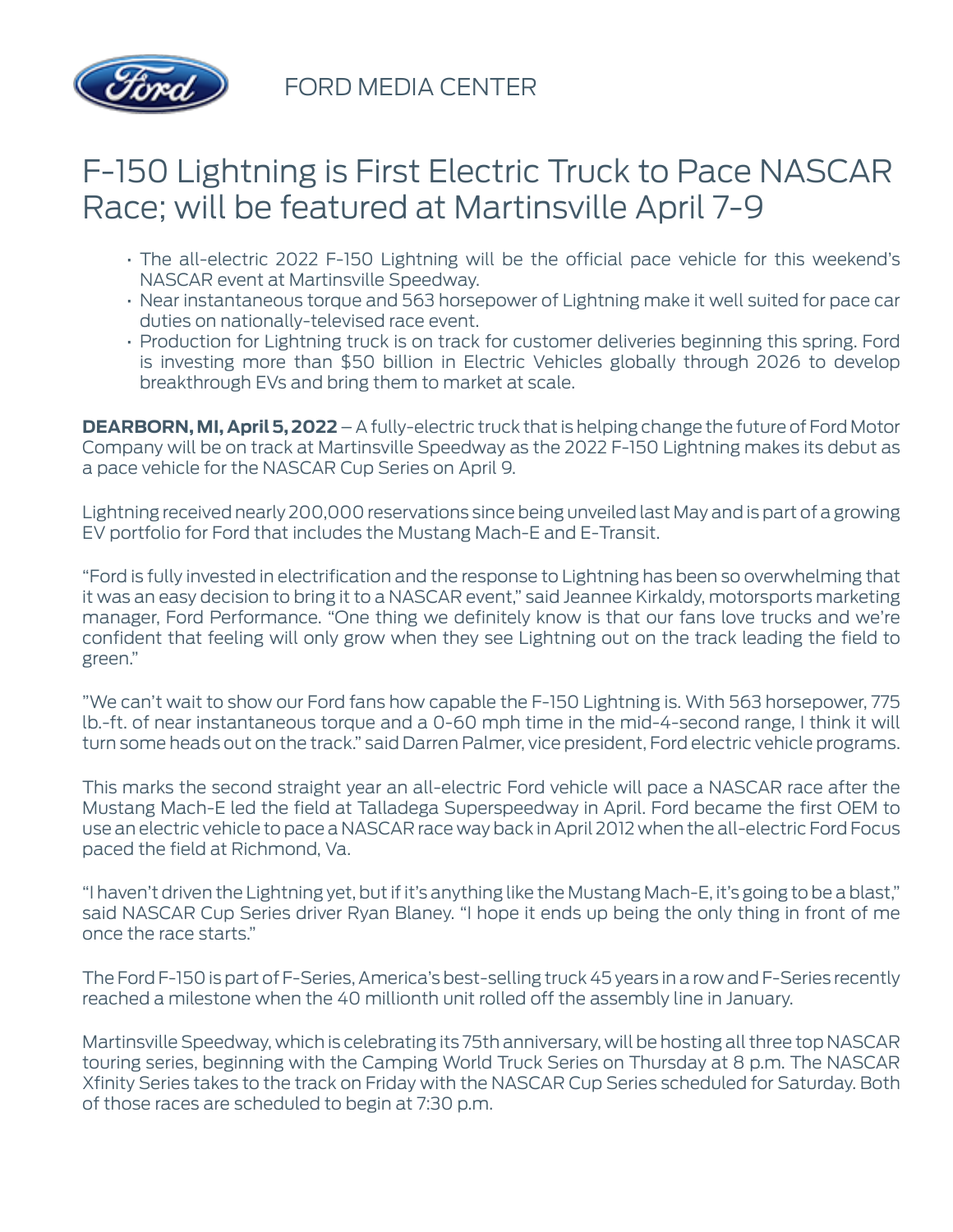FORD MEDIA CENTER

# F-150 Lightning is First Electric Truck to Pace NASCAR Race; will be featured at Martinsville April 7-9

- The all-electric 2022 F-150 Lightning will be the official pace vehicle for this weekend's NASCAR event at Martinsville Speedway.
- Near instantaneous torque and 563 horsepower of Lightning make it well suited for pace car duties on nationally-televised race event.
- Production for Lightning truck is on track for customer deliveries beginning this spring. Ford is investing more than $50 billion in Electric Vehicles globally through 2026 to develop breakthrough EVs and bring them to market at scale.

**DEARBORN, MI, April 5, 2022** – A fully-electric truck that is helping change the future of Ford Motor Company will be on track at Martinsville Speedway as the 2022 F-150 Lightning makes its debut as a pace vehicle for the NASCAR Cup Series on April 9.

Lightning received nearly 200,000 reservations since being unveiled last May and is part of a growing EV portfolio for Ford that includes the Mustang Mach-E and E-Transit.

"Ford is fully invested in electrification and the response to Lightning has been so overwhelming that it was an easy decision to bring it to a NASCAR event," said Jeannee Kirkaldy, motorsports marketing manager, Ford Performance. "One thing we definitely know is that our fans love trucks and we're confident that feeling will only grow when they see Lightning out on the track leading the field to green."

"We can't wait to show our Ford fans how capable the F-150 Lightning is. With 563 horsepower, 775 lb.-ft. of near instantaneous torque and a 0-60 mph time in the mid-4-second range, I think it will turn some heads out on the track." said Darren Palmer, vice president, Ford electric vehicle programs.

This marks the second straight year an all-electric Ford vehicle will pace a NASCAR race after the Mustang Mach-E led the field at Talladega Superspeedway in April. Ford became the first OEM to use an electric vehicle to pace a NASCAR race way back in April 2012 when the all-electric Ford Focus paced the field at Richmond, Va.

"I haven't driven the Lightning yet, but if it's anything like the Mustang Mach-E, it's going to be a blast," said NASCAR Cup Series driver Ryan Blaney. "I hope it ends up being the only thing in front of me once the race starts."

The Ford F-150 is part of F-Series, America's best-selling truck 45 years in a row and F-Series recently reached a milestone when the 40 millionth unit rolled off the assembly line in January.

Martinsville Speedway, which is celebrating its 75th anniversary, will be hosting all three top NASCAR touring series, beginning with the Camping World Truck Series on Thursday at 8 p.m. The NASCAR Xfinity Series takes to the track on Friday with the NASCAR Cup Series scheduled for Saturday. Both of those races are scheduled to begin at 7:30 p.m.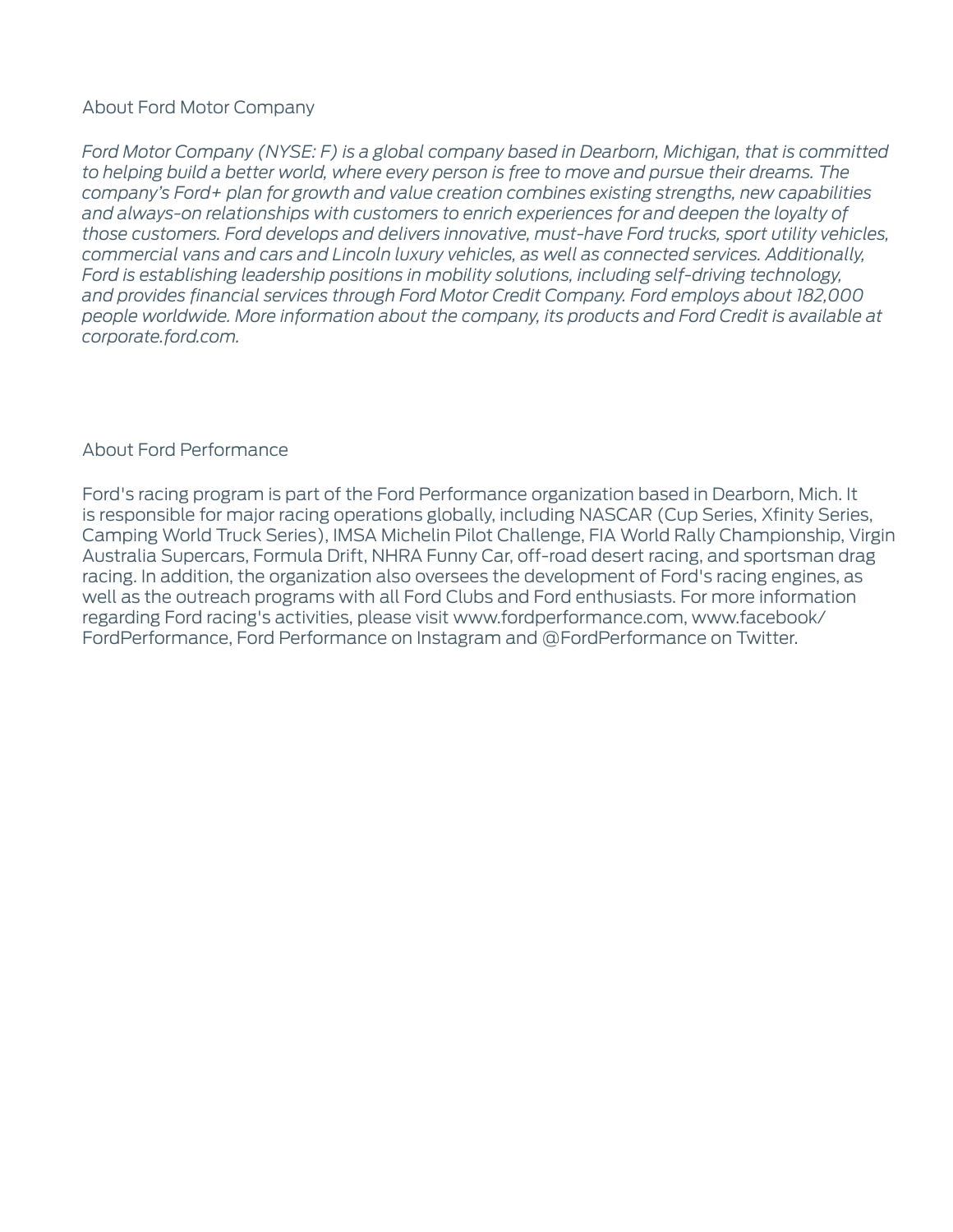## About Ford Motor Company

*Ford Motor Company (NYSE: F) is a global company based in Dearborn, Michigan, that is committed to helping build a better world, where every person is free to move and pursue their dreams. The company's Ford+ plan for growth and value creation combines existing strengths, new capabilities and always-on relationships with customers to enrich experiences for and deepen the loyalty of those customers. Ford develops and delivers innovative, must-have Ford trucks, sport utility vehicles, commercial vans and cars and Lincoln luxury vehicles, as well as connected services. Additionally, Ford is establishing leadership positions in mobility solutions, including self-driving technology, and provides financial services through Ford Motor Credit Company. Ford employs about 182,000 people worldwide. More information about the company, its products and Ford Credit is available at corporate.ford.com.*

## About Ford Performance

Ford's racing program is part of the Ford Performance organization based in Dearborn, Mich. It is responsible for major racing operations globally, including NASCAR (Cup Series, Xfinity Series, Camping World Truck Series), IMSA Michelin Pilot Challenge, FIA World Rally Championship, Virgin Australia Supercars, Formula Drift, NHRA Funny Car, off-road desert racing, and sportsman drag racing. In addition, the organization also oversees the development of Ford's racing engines, as well as the outreach programs with all Ford Clubs and Ford enthusiasts. For more information regarding Ford racing's activities, please visit www.fordperformance.com, www.facebook/FordPerformance, Ford Performance on Instagram and @FordPerformance on Twitter.